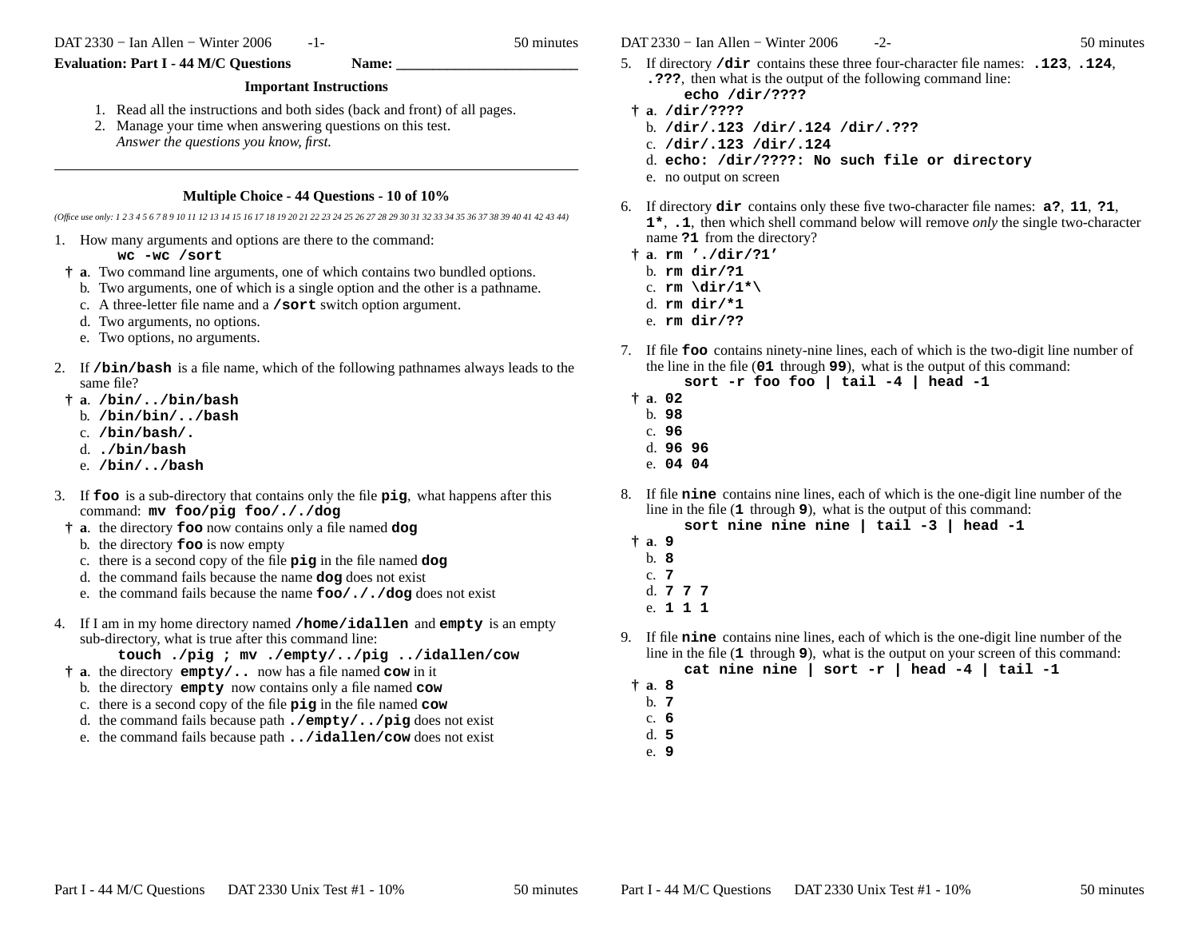**Evaluation: Part I - 44 M/C Questions** **Name: ________________________**

### Important Instructions

1. Read all the instructions and both sides (back and front) of all pages.
2. Manage your time when answering questions on this test.
   *Answer the questions you know, first.*

---

### Multiple Choice - 44 Questions - 10 of 10%

*(Office use only: 1 2 3 4 5 6 7 8 9 10 11 12 13 14 15 16 17 18 19 20 21 22 23 24 25 26 27 28 29 30 31 32 33 34 35 36 37 38 39 40 41 42 43 44)*

1. How many arguments and options are there to the command:
   **`wc -wc /sort`**
   - † **a**. Two command line arguments, one of which contains two bundled options.
   - b. Two arguments, one of which is a single option and the other is a pathname.
   - c. A three-letter file name and a **`/sort`** switch option argument.
   - d. Two arguments, no options.
   - e. Two options, no arguments.

2. If **`/bin/bash`** is a file name, which of the following pathnames always leads to the same file?
   - † **a**. **`/bin/../bin/bash`**
   - b. **`/bin/bin/../bash`**
   - c. **`/bin/bash/.`**
   - d. **`./bin/bash`**
   - e. **`/bin/../bash`**

3. If **`foo`** is a sub-directory that contains only the file **`pig`**, what happens after this command: **`mv foo/pig foo/././dog`**
   - † **a**. the directory **`foo`** now contains only a file named **`dog`**
   - b. the directory **`foo`** is now empty
   - c. there is a second copy of the file **`pig`** in the file named **`dog`**
   - d. the command fails because the name **`dog`** does not exist
   - e. the command fails because the name **`foo/././dog`** does not exist

4. If I am in my home directory named **`/home/idallen`** and **`empty`** is an empty sub-directory, what is true after this command line:
   **`touch ./pig ; mv ./empty/../pig ../idallen/cow`**
   - † **a**. the directory **`empty/..`** now has a file named **`cow`** in it
   - b. the directory **`empty`** now contains only a file named **`cow`**
   - c. there is a second copy of the file **`pig`** in the file named **`cow`**
   - d. the command fails because path **`./empty/../pig`** does not exist
   - e. the command fails because path **`../idallen/cow`** does not exist

5. If directory **`/dir`** contains these three four-character file names: **`.123`**, **`.124`**, **`.???`**, then what is the output of the following command line:
   **`echo /dir/????`**
   - † **a**. **`/dir/????`**
   - b. **`/dir/.123 /dir/.124 /dir/.???`**
   - c. **`/dir/.123 /dir/.124`**
   - d. **`echo: /dir/????: No such file or directory`**
   - e. no output on screen

6. If directory **`dir`** contains only these five two-character file names: **`a?`**, **`11`**, **`?1`**, **`1*`**, **`.1`**, then which shell command below will remove *only* the single two-character name **`?1`** from the directory?
   - † **a**. **`rm './dir/?1'`**
   - b. **`rm dir/?1`**
   - c. **`rm \dir/1*\`**
   - d. **`rm dir/*1`**
   - e. **`rm dir/??`**

7. If file **`foo`** contains ninety-nine lines, each of which is the two-digit line number of the line in the file (**`01`** through **`99`**), what is the output of this command:
   **`sort -r foo foo | tail -4 | head -1`**
   - † **a**. **`02`**
   - b. **`98`**
   - c. **`96`**
   - d. **`96 96`**
   - e. **`04 04`**

8. If file **`nine`** contains nine lines, each of which is the one-digit line number of the line in the file (**`1`** through **`9`**), what is the output of this command:
   **`sort nine nine nine | tail -3 | head -1`**
   - † **a**. **`9`**
   - b. **`8`**
   - c. **`7`**
   - d. **`7 7 7`**
   - e. **`1 1 1`**

9. If file **`nine`** contains nine lines, each of which is the one-digit line number of the line in the file (**`1`** through **`9`**), what is the output on your screen of this command:
   **`cat nine nine | sort -r | head -4 | tail -1`**
   - † **a**. **`8`**
   - b. **`7`**
   - c. **`6`**
   - d. **`5`**
   - e. **`9`**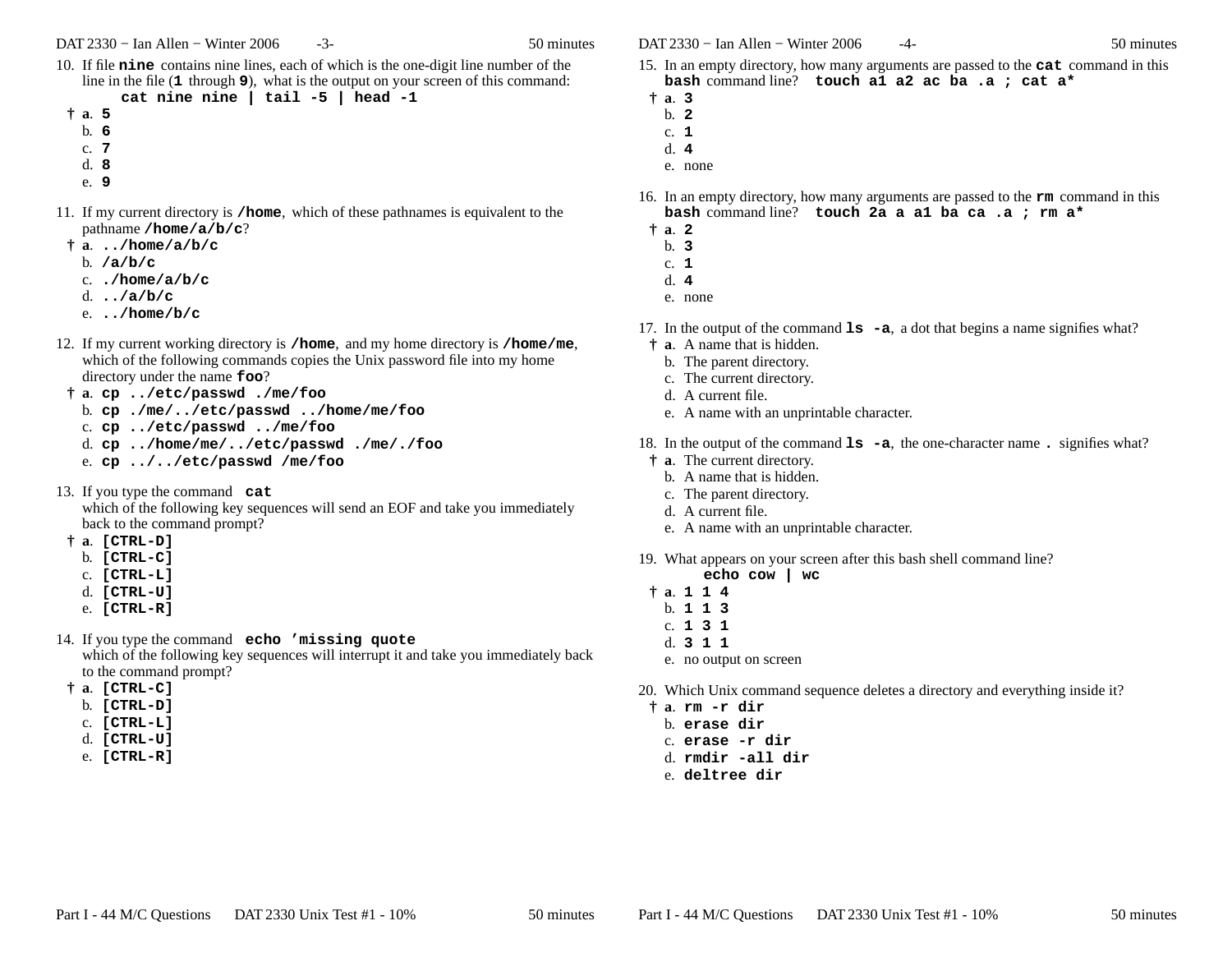10. If file **nine** contains nine lines, each of which is the one-digit line number of the line in the file (**1** through **9**), what is the output on your screen of this command:
    **cat nine nine | tail -5 | head -1**
    - † a. **5**
    - b. **6**
    - c. **7**
    - d. **8**
    - e. **9**

11. If my current directory is **/home**, which of these pathnames is equivalent to the pathname **/home/a/b/c**?
    - † a. **../home/a/b/c**
    - b. **/a/b/c**
    - c. **./home/a/b/c**
    - d. **../a/b/c**
    - e. **../home/b/c**

12. If my current working directory is **/home**, and my home directory is **/home/me**, which of the following commands copies the Unix password file into my home directory under the name **foo**?
    - † a. **cp ../etc/passwd ./me/foo**
    - b. **cp ./me/../etc/passwd ../home/me/foo**
    - c. **cp ../etc/passwd ../me/foo**
    - d. **cp ../home/me/../etc/passwd ./me/./foo**
    - e. **cp ../../etc/passwd /me/foo**

13. If you type the command **cat**
    which of the following key sequences will send an EOF and take you immediately back to the command prompt?
    - † a. **[CTRL-D]**
    - b. **[CTRL-C]**
    - c. **[CTRL-L]**
    - d. **[CTRL-U]**
    - e. **[CTRL-R]**

14. If you type the command **echo 'missing quote**
    which of the following key sequences will interrupt it and take you immediately back to the command prompt?
    - † a. **[CTRL-C]**
    - b. **[CTRL-D]**
    - c. **[CTRL-L]**
    - d. **[CTRL-U]**
    - e. **[CTRL-R]**

15. In an empty directory, how many arguments are passed to the **cat** command in this **bash** command line? **touch a1 a2 ac ba .a ; cat a***
    - † a. **3**
    - b. **2**
    - c. **1**
    - d. **4**
    - e. none

16. In an empty directory, how many arguments are passed to the **rm** command in this **bash** command line? **touch 2a a a1 ba ca .a ; rm a***
    - † a. **2**
    - b. **3**
    - c. **1**
    - d. **4**
    - e. none

17. In the output of the command **ls -a**, a dot that begins a name signifies what?
    - † a. A name that is hidden.
    - b. The parent directory.
    - c. The current directory.
    - d. A current file.
    - e. A name with an unprintable character.

18. In the output of the command **ls -a**, the one-character name **.** signifies what?
    - † a. The current directory.
    - b. A name that is hidden.
    - c. The parent directory.
    - d. A current file.
    - e. A name with an unprintable character.

19. What appears on your screen after this bash shell command line?
    **echo cow | wc**
    - † a. **1 1 4**
    - b. **1 1 3**
    - c. **1 3 1**
    - d. **3 1 1**
    - e. no output on screen

20. Which Unix command sequence deletes a directory and everything inside it?
    - † a. **rm -r dir**
    - b. **erase dir**
    - c. **erase -r dir**
    - d. **rmdir -all dir**
    - e. **deltree dir**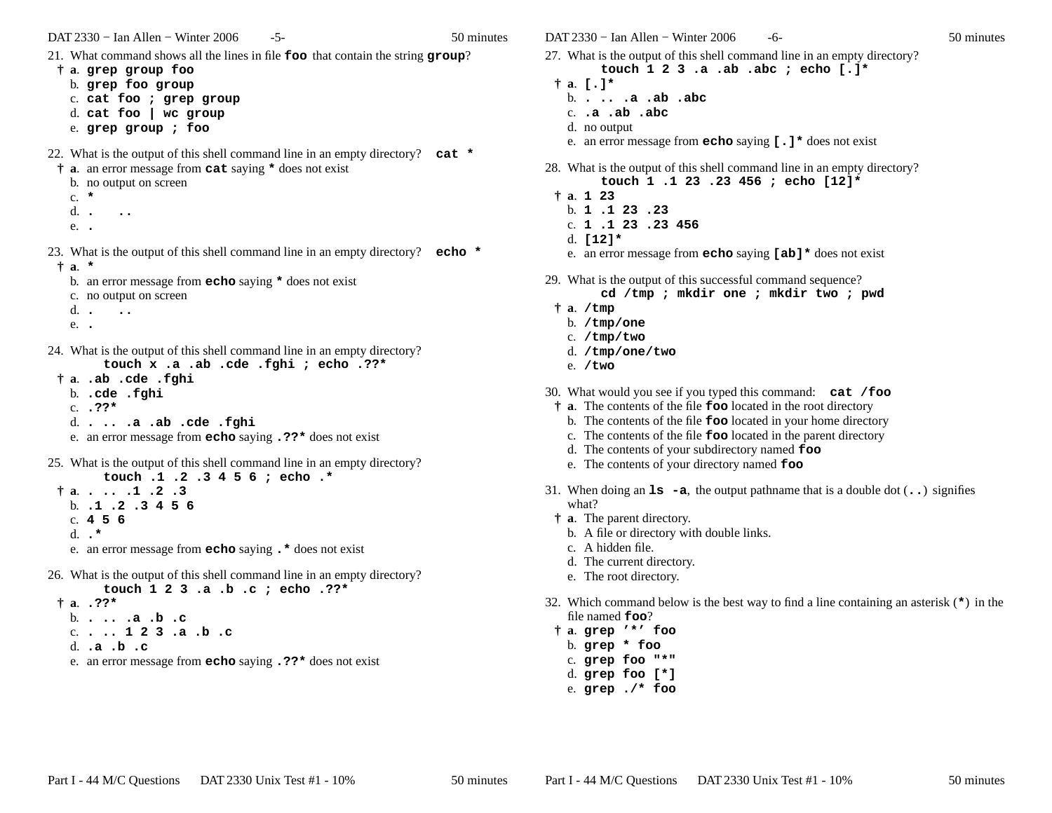21. What command shows all the lines in file **foo** that contain the string **group**?
   † a. **grep group foo**
   b. **grep foo group**
   c. **cat foo ; grep group**
   d. **cat foo | wc group**
   e. **grep group ; foo**

22. What is the output of this shell command line in an empty directory? **cat ***
   † a. an error message from **cat** saying ***** does not exist
   b. no output on screen
   c. *****
   d. **. ..**
   e. **.**

23. What is the output of this shell command line in an empty directory? **echo ***
   † a. *****
   b. an error message from **echo** saying ***** does not exist
   c. no output on screen
   d. **. ..**
   e. **.**

24. What is the output of this shell command line in an empty directory?
   ```
   touch x .a .ab .cde .fghi ; echo .??*
   ```
   † a. **.ab .cde .fghi**
   b. **.cde .fghi**
   c. **.??***
   d. **. .. .a .ab .cde .fghi**
   e. an error message from **echo** saying **.??*** does not exist

25. What is the output of this shell command line in an empty directory?
   ```
   touch .1 .2 .3 4 5 6 ; echo .*
   ```
   † a. **. .. .1 .2 .3**
   b. **.1 .2 .3 4 5 6**
   c. **4 5 6**
   d. **.***
   e. an error message from **echo** saying **.*** does not exist

26. What is the output of this shell command line in an empty directory?
   ```
   touch 1 2 3 .a .b .c ; echo .??*
   ```
   † a. **.??***
   b. **. .. .a .b .c**
   c. **. .. 1 2 3 .a .b .c**
   d. **.a .b .c**
   e. an error message from **echo** saying **.??*** does not exist

27. What is the output of this shell command line in an empty directory?
   ```
   touch 1 2 3 .a .ab .abc ; echo [.]*
   ```
   † a. **[.]***
   b. **. .. .a .ab .abc**
   c. **.a .ab .abc**
   d. no output
   e. an error message from **echo** saying **[.]*** does not exist

28. What is the output of this shell command line in an empty directory?
   ```
   touch 1 .1 23 .23 456 ; echo [12]*
   ```
   † a. **1 23**
   b. **1 .1 23 .23**
   c. **1 .1 23 .23 456**
   d. **[12]***
   e. an error message from **echo** saying **[ab]*** does not exist

29. What is the output of this successful command sequence?
   ```
   cd /tmp ; mkdir one ; mkdir two ; pwd
   ```
   † a. **/tmp**
   b. **/tmp/one**
   c. **/tmp/two**
   d. **/tmp/one/two**
   e. **/two**

30. What would you see if you typed this command: **cat /foo**
   † a. The contents of the file **foo** located in the root directory
   b. The contents of the file **foo** located in your home directory
   c. The contents of the file **foo** located in the parent directory
   d. The contents of your subdirectory named **foo**
   e. The contents of your directory named **foo**

31. When doing an **ls -a**, the output pathname that is a double dot (**..**) signifies what?
   † a. The parent directory.
   b. A file or directory with double links.
   c. A hidden file.
   d. The current directory.
   e. The root directory.

32. Which command below is the best way to find a line containing an asterisk (*****) in the file named **foo**?
   † a. **grep '*' foo**
   b. **grep * foo**
   c. **grep foo "*"**
   d. **grep foo [*]**
   e. **grep ./* foo**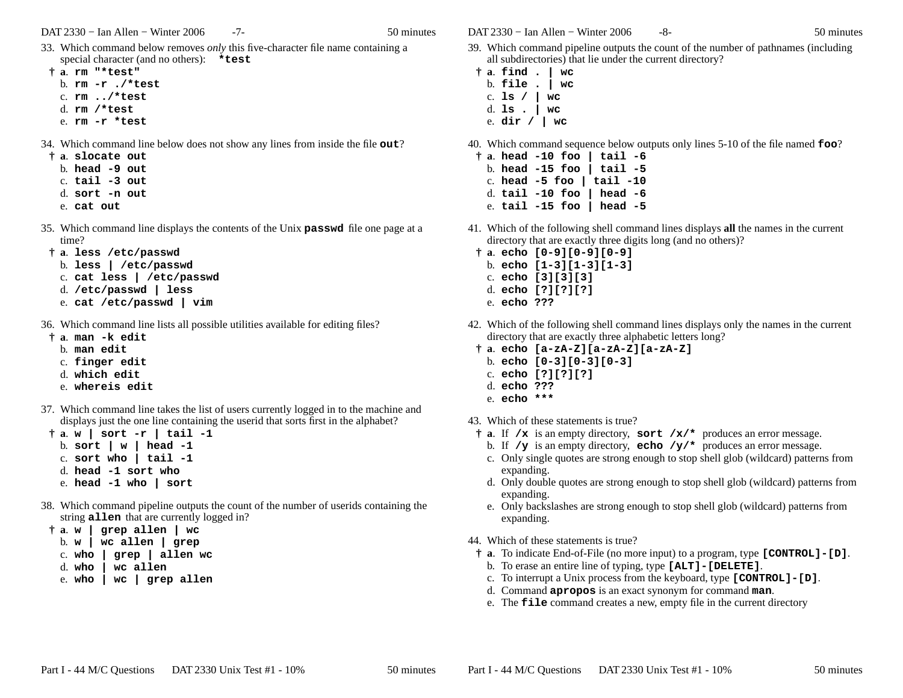33. Which command below removes *only* this five-character file name containing a special character (and no others): **`*test`**

 † **a**. **`rm "*test"`**
 b. **`rm -r ./*test`**
 c. **`rm ../*test`**
 d. **`rm /*test`**
 e. **`rm -r *test`**

34. Which command line below does not show any lines from inside the file **`out`**?

 † **a**. **`slocate out`**
 b. **`head -9 out`**
 c. **`tail -3 out`**
 d. **`sort -n out`**
 e. **`cat out`**

35. Which command line displays the contents of the Unix **`passwd`** file one page at a time?

 † **a**. **`less /etc/passwd`**
 b. **`less | /etc/passwd`**
 c. **`cat less | /etc/passwd`**
 d. **`/etc/passwd | less`**
 e. **`cat /etc/passwd | vim`**

36. Which command line lists all possible utilities available for editing files?

 † **a**. **`man -k edit`**
 b. **`man edit`**
 c. **`finger edit`**
 d. **`which edit`**
 e. **`whereis edit`**

37. Which command line takes the list of users currently logged in to the machine and displays just the one line containing the userid that sorts first in the alphabet?

 † **a**. **`w | sort -r | tail -1`**
 b. **`sort | w | head -1`**
 c. **`sort who | tail -1`**
 d. **`head -1 sort who`**
 e. **`head -1 who | sort`**

38. Which command pipeline outputs the count of the number of userids containing the string **`allen`** that are currently logged in?

 † **a**. **`w | grep allen | wc`**
 b. **`w | wc allen | grep`**
 c. **`who | grep | allen wc`**
 d. **`who | wc allen`**
 e. **`who | wc | grep allen`**

39. Which command pipeline outputs the count of the number of pathnames (including all subdirectories) that lie under the current directory?

 † **a**. **`find . | wc`**
 b. **`file . | wc`**
 c. **`ls / | wc`**
 d. **`ls . | wc`**
 e. **`dir / | wc`**

40. Which command sequence below outputs only lines 5-10 of the file named **`foo`**?

 † **a**. **`head -10 foo | tail -6`**
 b. **`head -15 foo | tail -5`**
 c. **`head -5 foo | tail -10`**
 d. **`tail -10 foo | head -6`**
 e. **`tail -15 foo | head -5`**

41. Which of the following shell command lines displays **all** the names in the current directory that are exactly three digits long (and no others)?

 † **a**. **`echo [0-9][0-9][0-9]`**
 b. **`echo [1-3][1-3][1-3]`**
 c. **`echo [3][3][3]`**
 d. **`echo [?][?][?]`**
 e. **`echo ???`**

42. Which of the following shell command lines displays only the names in the current directory that are exactly three alphabetic letters long?

 † **a**. **`echo [a-zA-Z][a-zA-Z][a-zA-Z]`**
 b. **`echo [0-3][0-3][0-3]`**
 c. **`echo [?][?][?]`**
 d. **`echo ???`**
 e. **`echo ***`**

43. Which of these statements is true?

 † **a**. If **`/x`** is an empty directory, **`sort /x/*`** produces an error message.
 b. If **`/y`** is an empty directory, **`echo /y/*`** produces an error message.
 c. Only single quotes are strong enough to stop shell glob (wildcard) patterns from expanding.
 d. Only double quotes are strong enough to stop shell glob (wildcard) patterns from expanding.
 e. Only backslashes are strong enough to stop shell glob (wildcard) patterns from expanding.

44. Which of these statements is true?

 † **a**. To indicate End-of-File (no more input) to a program, type **`[CONTROL]-[D]`**.
 b. To erase an entire line of typing, type **`[ALT]-[DELETE]`**.
 c. To interrupt a Unix process from the keyboard, type **`[CONTROL]-[D]`**.
 d. Command **`apropos`** is an exact synonym for command **`man`**.
 e. The **`file`** command creates a new, empty file in the current directory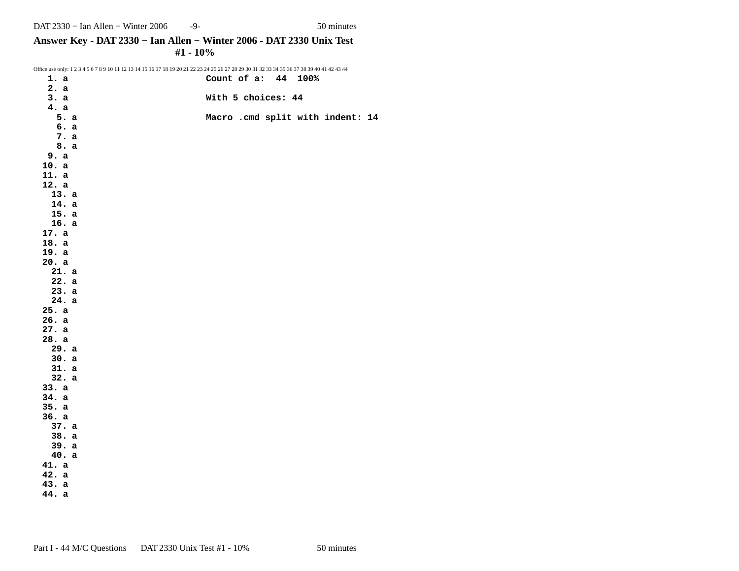## Answer Key - DAT 2330 − Ian Allen − Winter 2006 - DAT 2330 Unix Test #1 - 10%

Office use only: 1 2 3 4 5 6 7 8 9 10 11 12 13 14 15 16 17 18 19 20 21 22 23 24 25 26 27 28 29 30 31 32 33 34 35 36 37 38 39 40 41 42 43 44

```
  1. a                             Count of a:  44  100%
  2. a
  3. a                             With 5 choices: 44
  4. a
    5. a                           Macro .cmd split with indent: 14
    6. a
    7. a
    8. a
  9. a
 10. a
 11. a
 12. a
   13. a
   14. a
   15. a
   16. a
 17. a
 18. a
 19. a
 20. a
   21. a
   22. a
   23. a
   24. a
 25. a
 26. a
 27. a
 28. a
   29. a
   30. a
   31. a
   32. a
 33. a
 34. a
 35. a
 36. a
   37. a
   38. a
   39. a
   40. a
 41. a
 42. a
 43. a
 44. a
```